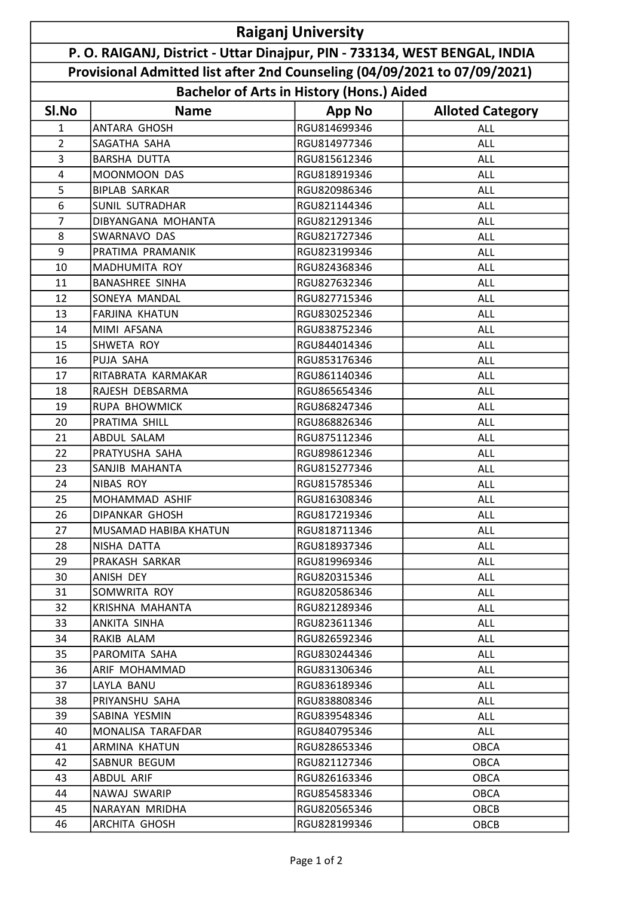# Raiganj University

## P. O. RAIGANJ, District - Uttar Dinajpur, PIN - 733134, WEST BENGAL, INDIA

### Provisional Admitted list after 2nd Counseling (04/09/2021 to 07/09/2021)

### Bachelor of Arts in History (Hons.) Aided

| Sl.No | Name | App No | Alloted Category |
|---|---|---|---|
| 1 | ANTARA GHOSH | RGU814699346 | ALL |
| 2 | SAGATHA SAHA | RGU814977346 | ALL |
| 3 | BARSHA DUTTA | RGU815612346 | ALL |
| 4 | MOONMOON DAS | RGU818919346 | ALL |
| 5 | BIPLAB SARKAR | RGU820986346 | ALL |
| 6 | SUNIL SUTRADHAR | RGU821144346 | ALL |
| 7 | DIBYANGANA MOHANTA | RGU821291346 | ALL |
| 8 | SWARNAVO DAS | RGU821727346 | ALL |
| 9 | PRATIMA PRAMANIK | RGU823199346 | ALL |
| 10 | MADHUMITA ROY | RGU824368346 | ALL |
| 11 | BANASHREE SINHA | RGU827632346 | ALL |
| 12 | SONEYA MANDAL | RGU827715346 | ALL |
| 13 | FARJINA KHATUN | RGU830252346 | ALL |
| 14 | MIMI AFSANA | RGU838752346 | ALL |
| 15 | SHWETA ROY | RGU844014346 | ALL |
| 16 | PUJA SAHA | RGU853176346 | ALL |
| 17 | RITABRATA KARMAKAR | RGU861140346 | ALL |
| 18 | RAJESH DEBSARMA | RGU865654346 | ALL |
| 19 | RUPA BHOWMICK | RGU868247346 | ALL |
| 20 | PRATIMA SHILL | RGU868826346 | ALL |
| 21 | ABDUL SALAM | RGU875112346 | ALL |
| 22 | PRATYUSHA SAHA | RGU898612346 | ALL |
| 23 | SANJIB MAHANTA | RGU815277346 | ALL |
| 24 | NIBAS ROY | RGU815785346 | ALL |
| 25 | MOHAMMAD ASHIF | RGU816308346 | ALL |
| 26 | DIPANKAR GHOSH | RGU817219346 | ALL |
| 27 | MUSAMAD HABIBA KHATUN | RGU818711346 | ALL |
| 28 | NISHA DATTA | RGU818937346 | ALL |
| 29 | PRAKASH SARKAR | RGU819969346 | ALL |
| 30 | ANISH DEY | RGU820315346 | ALL |
| 31 | SOMWRITA ROY | RGU820586346 | ALL |
| 32 | KRISHNA MAHANTA | RGU821289346 | ALL |
| 33 | ANKITA SINHA | RGU823611346 | ALL |
| 34 | RAKIB ALAM | RGU826592346 | ALL |
| 35 | PAROMITA SAHA | RGU830244346 | ALL |
| 36 | ARIF MOHAMMAD | RGU831306346 | ALL |
| 37 | LAYLA BANU | RGU836189346 | ALL |
| 38 | PRIYANSHU SAHA | RGU838808346 | ALL |
| 39 | SABINA YESMIN | RGU839548346 | ALL |
| 40 | MONALISA TARAFDAR | RGU840795346 | ALL |
| 41 | ARMINA KHATUN | RGU828653346 | OBCA |
| 42 | SABNUR BEGUM | RGU821127346 | OBCA |
| 43 | ABDUL ARIF | RGU826163346 | OBCA |
| 44 | NAWAJ SWARIP | RGU854583346 | OBCA |
| 45 | NARAYAN MRIDHA | RGU820565346 | OBCB |
| 46 | ARCHITA GHOSH | RGU828199346 | OBCB |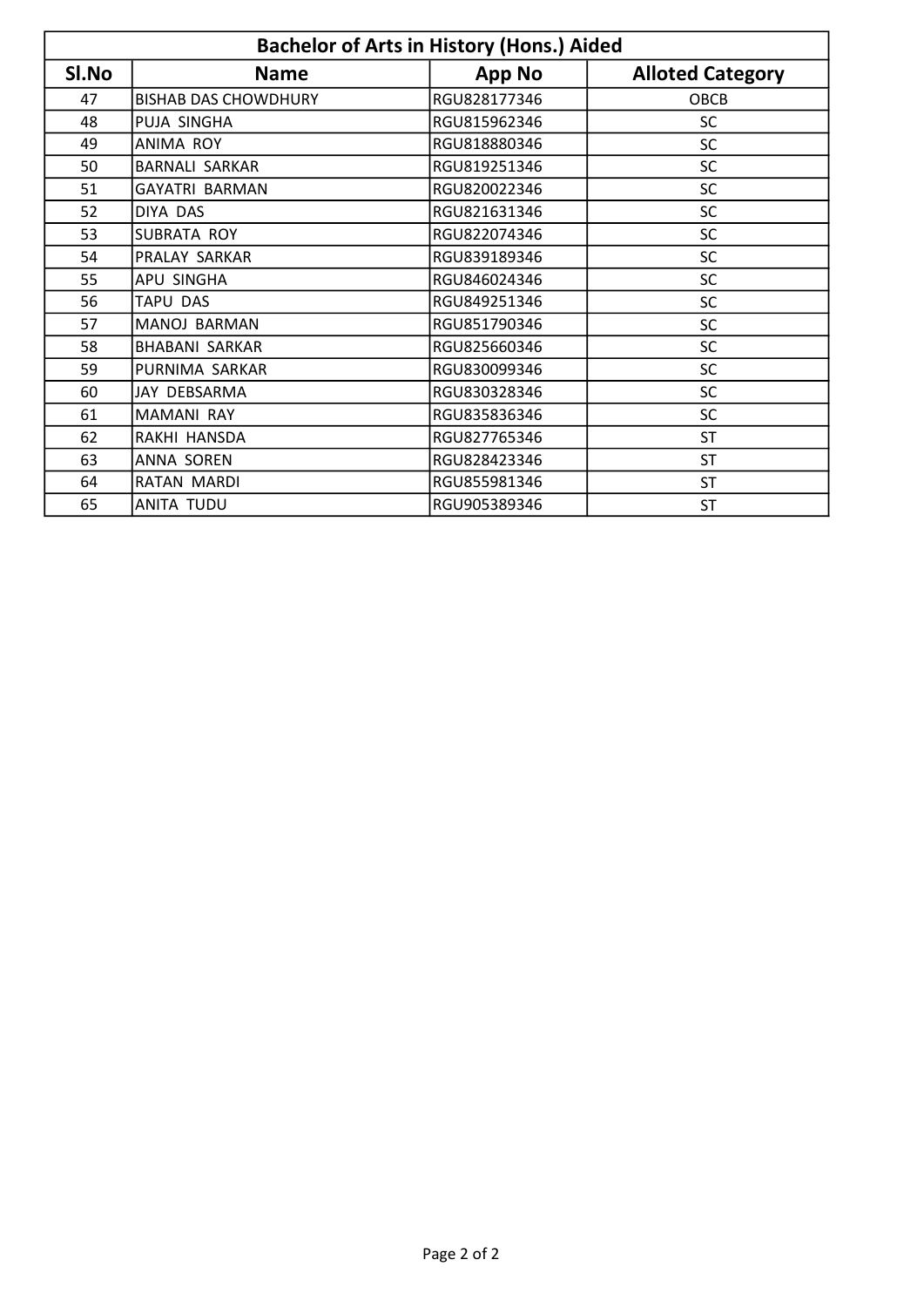| Bachelor of Arts in History (Hons.) Aided | | | |
|---|---|---|---|
| Sl.No | Name | App No | Alloted Category |
| 47 | BISHAB DAS CHOWDHURY | RGU828177346 | OBCB |
| 48 | PUJA SINGHA | RGU815962346 | SC |
| 49 | ANIMA ROY | RGU818880346 | SC |
| 50 | BARNALI SARKAR | RGU819251346 | SC |
| 51 | GAYATRI BARMAN | RGU820022346 | SC |
| 52 | DIYA DAS | RGU821631346 | SC |
| 53 | SUBRATA ROY | RGU822074346 | SC |
| 54 | PRALAY SARKAR | RGU839189346 | SC |
| 55 | APU SINGHA | RGU846024346 | SC |
| 56 | TAPU DAS | RGU849251346 | SC |
| 57 | MANOJ BARMAN | RGU851790346 | SC |
| 58 | BHABANI SARKAR | RGU825660346 | SC |
| 59 | PURNIMA SARKAR | RGU830099346 | SC |
| 60 | JAY DEBSARMA | RGU830328346 | SC |
| 61 | MAMANI RAY | RGU835836346 | SC |
| 62 | RAKHI HANSDA | RGU827765346 | ST |
| 63 | ANNA SOREN | RGU828423346 | ST |
| 64 | RATAN MARDI | RGU855981346 | ST |
| 65 | ANITA TUDU | RGU905389346 | ST |